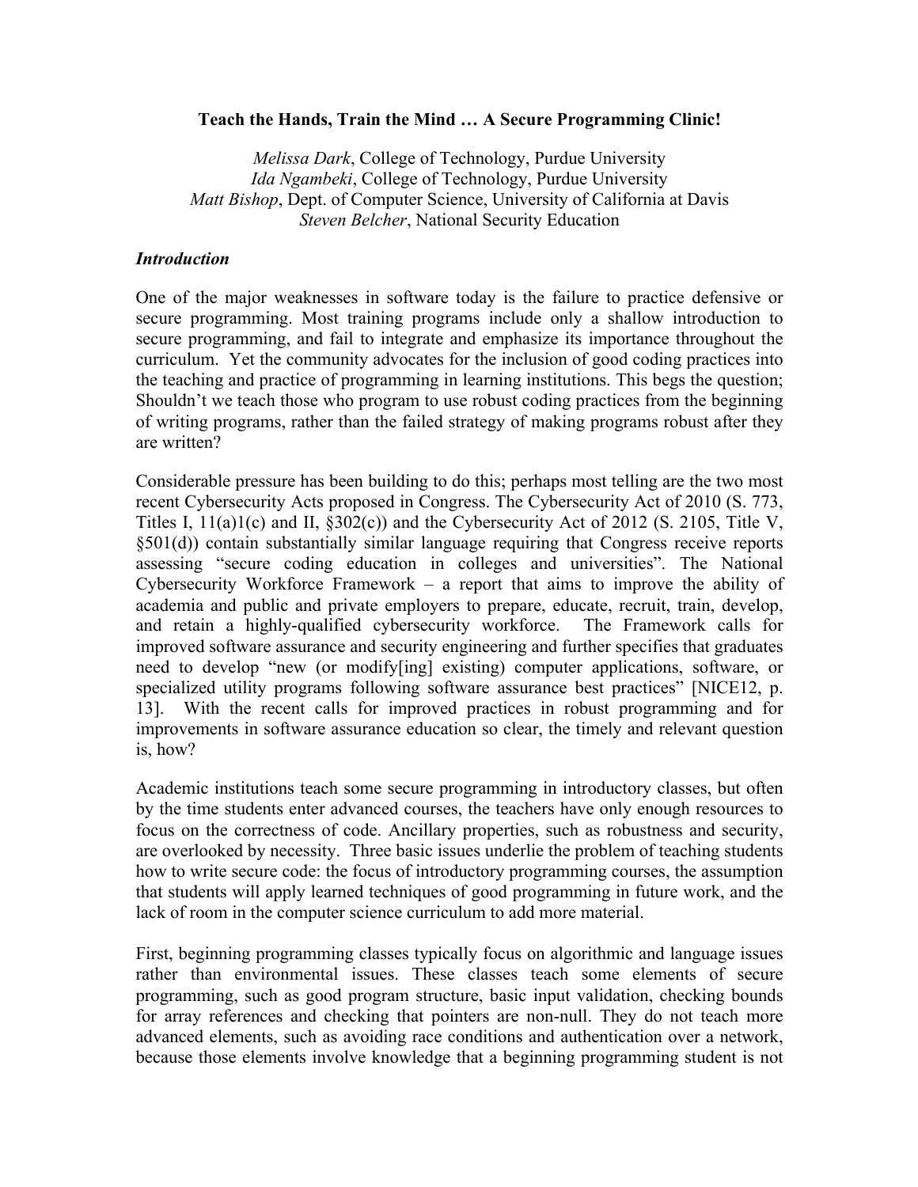**Teach the Hands, Train the Mind … A Secure Programming Clinic!**

*Melissa Dark*, College of Technology, Purdue University
*Ida Ngambeki*, College of Technology, Purdue University
*Matt Bishop*, Dept. of Computer Science, University of California at Davis
*Steven Belcher*, National Security Education

## *Introduction*

One of the major weaknesses in software today is the failure to practice defensive or secure programming. Most training programs include only a shallow introduction to secure programming, and fail to integrate and emphasize its importance throughout the curriculum. Yet the community advocates for the inclusion of good coding practices into the teaching and practice of programming in learning institutions. This begs the question; Shouldn't we teach those who program to use robust coding practices from the beginning of writing programs, rather than the failed strategy of making programs robust after they are written?

Considerable pressure has been building to do this; perhaps most telling are the two most recent Cybersecurity Acts proposed in Congress. The Cybersecurity Act of 2010 (S. 773, Titles I, 11(a)1(c) and II, §302(c)) and the Cybersecurity Act of 2012 (S. 2105, Title V, §501(d)) contain substantially similar language requiring that Congress receive reports assessing "secure coding education in colleges and universities". The National Cybersecurity Workforce Framework – a report that aims to improve the ability of academia and public and private employers to prepare, educate, recruit, train, develop, and retain a highly-qualified cybersecurity workforce. The Framework calls for improved software assurance and security engineering and further specifies that graduates need to develop "new (or modify[ing] existing) computer applications, software, or specialized utility programs following software assurance best practices" [NICE12, p. 13]. With the recent calls for improved practices in robust programming and for improvements in software assurance education so clear, the timely and relevant question is, how?

Academic institutions teach some secure programming in introductory classes, but often by the time students enter advanced courses, the teachers have only enough resources to focus on the correctness of code. Ancillary properties, such as robustness and security, are overlooked by necessity. Three basic issues underlie the problem of teaching students how to write secure code: the focus of introductory programming courses, the assumption that students will apply learned techniques of good programming in future work, and the lack of room in the computer science curriculum to add more material.

First, beginning programming classes typically focus on algorithmic and language issues rather than environmental issues. These classes teach some elements of secure programming, such as good program structure, basic input validation, checking bounds for array references and checking that pointers are non-null. They do not teach more advanced elements, such as avoiding race conditions and authentication over a network, because those elements involve knowledge that a beginning programming student is not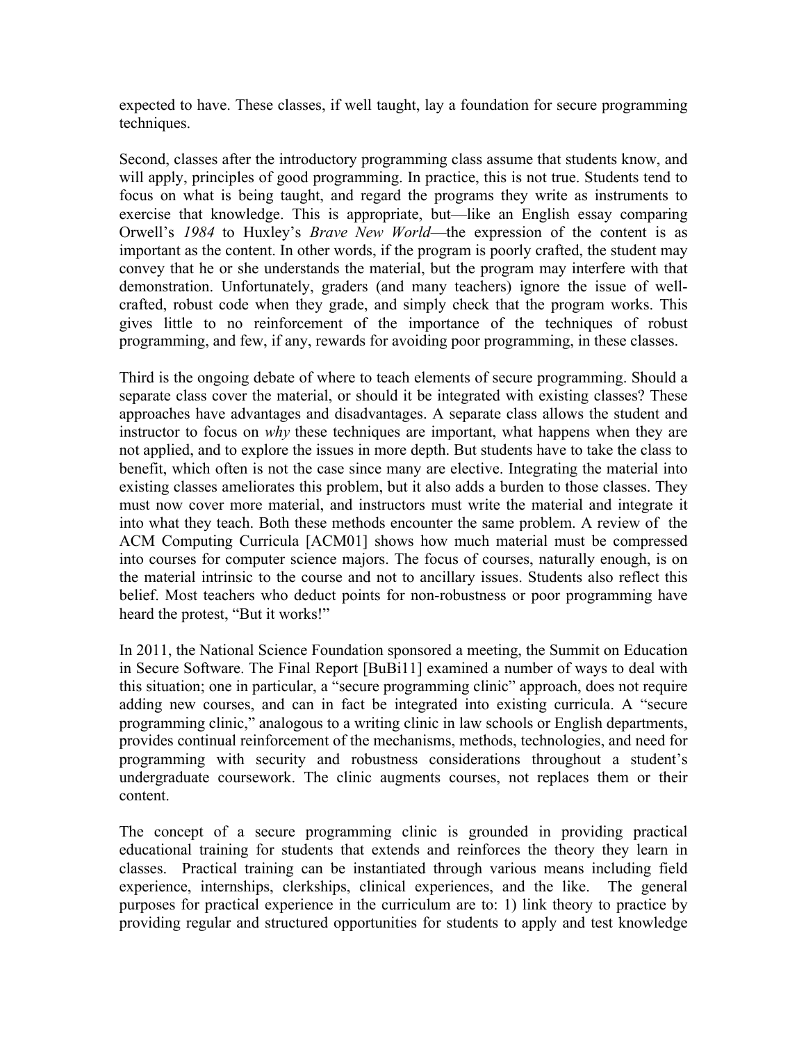expected to have. These classes, if well taught, lay a foundation for secure programming techniques.

Second, classes after the introductory programming class assume that students know, and will apply, principles of good programming. In practice, this is not true. Students tend to focus on what is being taught, and regard the programs they write as instruments to exercise that knowledge. This is appropriate, but—like an English essay comparing Orwell's *1984* to Huxley's *Brave New World*—the expression of the content is as important as the content. In other words, if the program is poorly crafted, the student may convey that he or she understands the material, but the program may interfere with that demonstration. Unfortunately, graders (and many teachers) ignore the issue of well-crafted, robust code when they grade, and simply check that the program works. This gives little to no reinforcement of the importance of the techniques of robust programming, and few, if any, rewards for avoiding poor programming, in these classes.

Third is the ongoing debate of where to teach elements of secure programming. Should a separate class cover the material, or should it be integrated with existing classes? These approaches have advantages and disadvantages. A separate class allows the student and instructor to focus on *why* these techniques are important, what happens when they are not applied, and to explore the issues in more depth. But students have to take the class to benefit, which often is not the case since many are elective. Integrating the material into existing classes ameliorates this problem, but it also adds a burden to those classes. They must now cover more material, and instructors must write the material and integrate it into what they teach. Both these methods encounter the same problem. A review of the ACM Computing Curricula [ACM01] shows how much material must be compressed into courses for computer science majors. The focus of courses, naturally enough, is on the material intrinsic to the course and not to ancillary issues. Students also reflect this belief. Most teachers who deduct points for non-robustness or poor programming have heard the protest, "But it works!"

In 2011, the National Science Foundation sponsored a meeting, the Summit on Education in Secure Software. The Final Report [BuBi11] examined a number of ways to deal with this situation; one in particular, a "secure programming clinic" approach, does not require adding new courses, and can in fact be integrated into existing curricula. A "secure programming clinic," analogous to a writing clinic in law schools or English departments, provides continual reinforcement of the mechanisms, methods, technologies, and need for programming with security and robustness considerations throughout a student's undergraduate coursework. The clinic augments courses, not replaces them or their content.

The concept of a secure programming clinic is grounded in providing practical educational training for students that extends and reinforces the theory they learn in classes. Practical training can be instantiated through various means including field experience, internships, clerkships, clinical experiences, and the like. The general purposes for practical experience in the curriculum are to: 1) link theory to practice by providing regular and structured opportunities for students to apply and test knowledge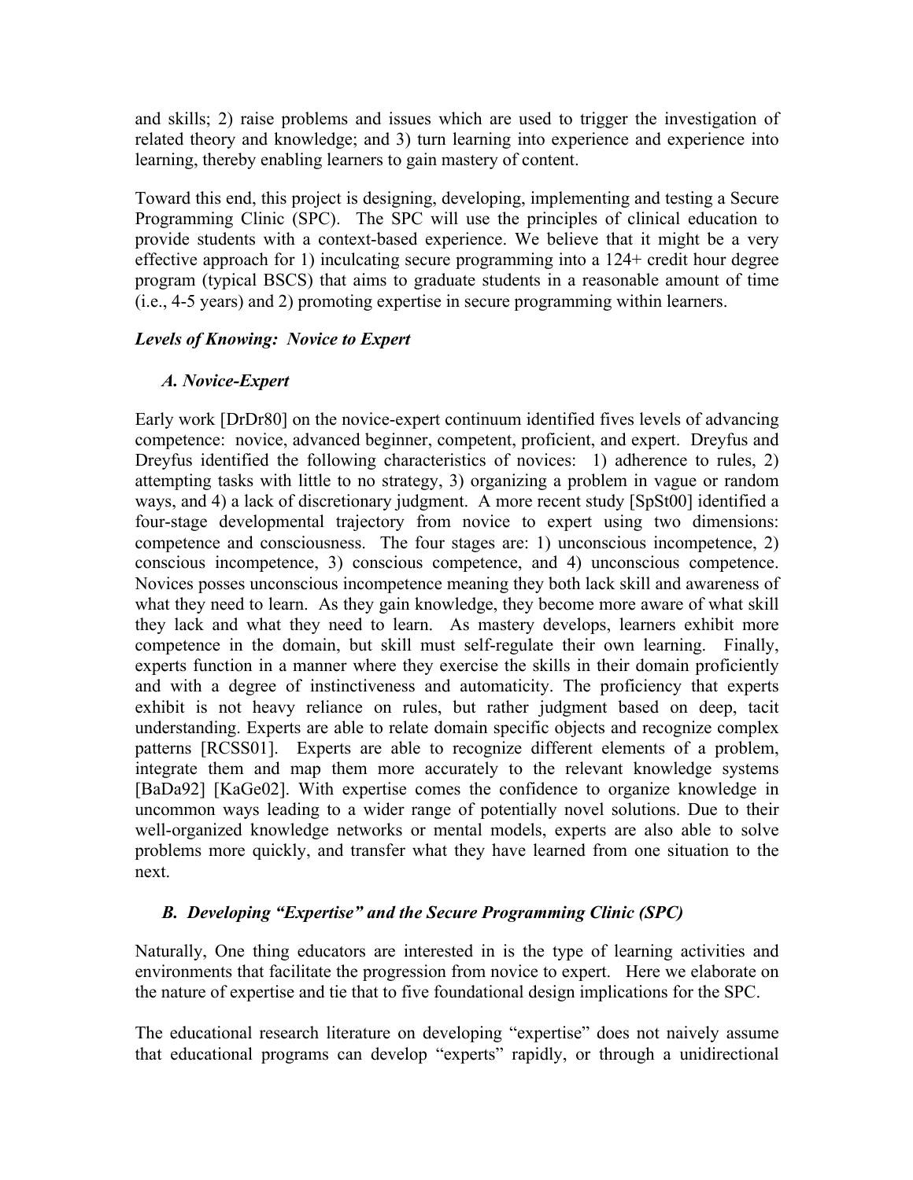and skills; 2) raise problems and issues which are used to trigger the investigation of related theory and knowledge; and 3) turn learning into experience and experience into learning, thereby enabling learners to gain mastery of content.

Toward this end, this project is designing, developing, implementing and testing a Secure Programming Clinic (SPC). The SPC will use the principles of clinical education to provide students with a context-based experience. We believe that it might be a very effective approach for 1) inculcating secure programming into a 124+ credit hour degree program (typical BSCS) that aims to graduate students in a reasonable amount of time (i.e., 4-5 years) and 2) promoting expertise in secure programming within learners.

### *Levels of Knowing: Novice to Expert*

#### *A. Novice-Expert*

Early work [DrDr80] on the novice-expert continuum identified fives levels of advancing competence: novice, advanced beginner, competent, proficient, and expert. Dreyfus and Dreyfus identified the following characteristics of novices: 1) adherence to rules, 2) attempting tasks with little to no strategy, 3) organizing a problem in vague or random ways, and 4) a lack of discretionary judgment. A more recent study [SpSt00] identified a four-stage developmental trajectory from novice to expert using two dimensions: competence and consciousness. The four stages are: 1) unconscious incompetence, 2) conscious incompetence, 3) conscious competence, and 4) unconscious competence. Novices posses unconscious incompetence meaning they both lack skill and awareness of what they need to learn. As they gain knowledge, they become more aware of what skill they lack and what they need to learn. As mastery develops, learners exhibit more competence in the domain, but skill must self-regulate their own learning. Finally, experts function in a manner where they exercise the skills in their domain proficiently and with a degree of instinctiveness and automaticity. The proficiency that experts exhibit is not heavy reliance on rules, but rather judgment based on deep, tacit understanding. Experts are able to relate domain specific objects and recognize complex patterns [RCSS01]. Experts are able to recognize different elements of a problem, integrate them and map them more accurately to the relevant knowledge systems [BaDa92] [KaGe02]. With expertise comes the confidence to organize knowledge in uncommon ways leading to a wider range of potentially novel solutions. Due to their well-organized knowledge networks or mental models, experts are also able to solve problems more quickly, and transfer what they have learned from one situation to the next.

#### *B. Developing "Expertise" and the Secure Programming Clinic (SPC)*

Naturally, One thing educators are interested in is the type of learning activities and environments that facilitate the progression from novice to expert. Here we elaborate on the nature of expertise and tie that to five foundational design implications for the SPC.

The educational research literature on developing "expertise" does not naively assume that educational programs can develop "experts" rapidly, or through a unidirectional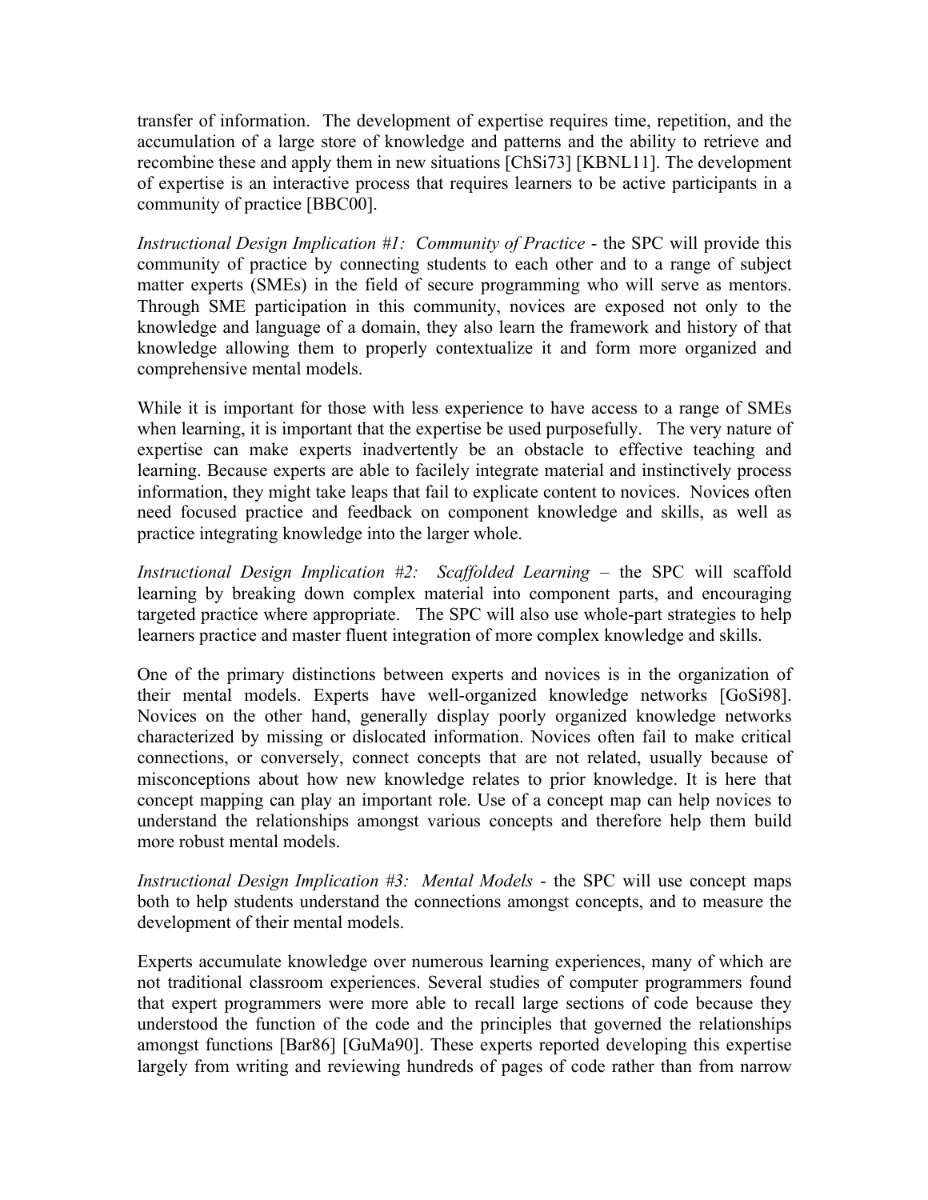transfer of information. The development of expertise requires time, repetition, and the accumulation of a large store of knowledge and patterns and the ability to retrieve and recombine these and apply them in new situations [ChSi73] [KBNL11]. The development of expertise is an interactive process that requires learners to be active participants in a community of practice [BBC00].

*Instructional Design Implication #1: Community of Practice* - the SPC will provide this community of practice by connecting students to each other and to a range of subject matter experts (SMEs) in the field of secure programming who will serve as mentors. Through SME participation in this community, novices are exposed not only to the knowledge and language of a domain, they also learn the framework and history of that knowledge allowing them to properly contextualize it and form more organized and comprehensive mental models.

While it is important for those with less experience to have access to a range of SMEs when learning, it is important that the expertise be used purposefully. The very nature of expertise can make experts inadvertently be an obstacle to effective teaching and learning. Because experts are able to facilely integrate material and instinctively process information, they might take leaps that fail to explicate content to novices. Novices often need focused practice and feedback on component knowledge and skills, as well as practice integrating knowledge into the larger whole.

*Instructional Design Implication #2: Scaffolded Learning* – the SPC will scaffold learning by breaking down complex material into component parts, and encouraging targeted practice where appropriate. The SPC will also use whole-part strategies to help learners practice and master fluent integration of more complex knowledge and skills.

One of the primary distinctions between experts and novices is in the organization of their mental models. Experts have well-organized knowledge networks [GoSi98]. Novices on the other hand, generally display poorly organized knowledge networks characterized by missing or dislocated information. Novices often fail to make critical connections, or conversely, connect concepts that are not related, usually because of misconceptions about how new knowledge relates to prior knowledge. It is here that concept mapping can play an important role. Use of a concept map can help novices to understand the relationships amongst various concepts and therefore help them build more robust mental models.

*Instructional Design Implication #3: Mental Models* - the SPC will use concept maps both to help students understand the connections amongst concepts, and to measure the development of their mental models.

Experts accumulate knowledge over numerous learning experiences, many of which are not traditional classroom experiences. Several studies of computer programmers found that expert programmers were more able to recall large sections of code because they understood the function of the code and the principles that governed the relationships amongst functions [Bar86] [GuMa90]. These experts reported developing this expertise largely from writing and reviewing hundreds of pages of code rather than from narrow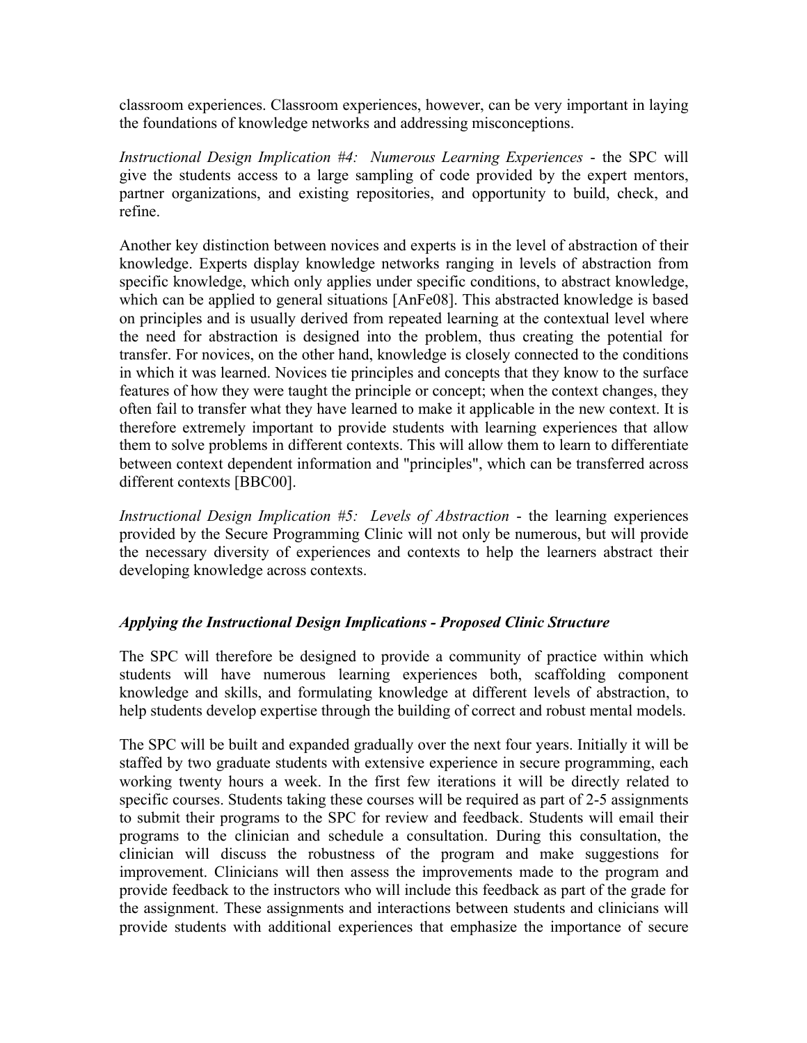classroom experiences. Classroom experiences, however, can be very important in laying the foundations of knowledge networks and addressing misconceptions.

*Instructional Design Implication #4: Numerous Learning Experiences* - the SPC will give the students access to a large sampling of code provided by the expert mentors, partner organizations, and existing repositories, and opportunity to build, check, and refine.

Another key distinction between novices and experts is in the level of abstraction of their knowledge. Experts display knowledge networks ranging in levels of abstraction from specific knowledge, which only applies under specific conditions, to abstract knowledge, which can be applied to general situations [AnFe08]. This abstracted knowledge is based on principles and is usually derived from repeated learning at the contextual level where the need for abstraction is designed into the problem, thus creating the potential for transfer. For novices, on the other hand, knowledge is closely connected to the conditions in which it was learned. Novices tie principles and concepts that they know to the surface features of how they were taught the principle or concept; when the context changes, they often fail to transfer what they have learned to make it applicable in the new context. It is therefore extremely important to provide students with learning experiences that allow them to solve problems in different contexts. This will allow them to learn to differentiate between context dependent information and "principles", which can be transferred across different contexts [BBC00].

*Instructional Design Implication #5: Levels of Abstraction* - the learning experiences provided by the Secure Programming Clinic will not only be numerous, but will provide the necessary diversity of experiences and contexts to help the learners abstract their developing knowledge across contexts.

### *Applying the Instructional Design Implications - Proposed Clinic Structure*

The SPC will therefore be designed to provide a community of practice within which students will have numerous learning experiences both, scaffolding component knowledge and skills, and formulating knowledge at different levels of abstraction, to help students develop expertise through the building of correct and robust mental models.

The SPC will be built and expanded gradually over the next four years. Initially it will be staffed by two graduate students with extensive experience in secure programming, each working twenty hours a week. In the first few iterations it will be directly related to specific courses. Students taking these courses will be required as part of 2-5 assignments to submit their programs to the SPC for review and feedback. Students will email their programs to the clinician and schedule a consultation. During this consultation, the clinician will discuss the robustness of the program and make suggestions for improvement. Clinicians will then assess the improvements made to the program and provide feedback to the instructors who will include this feedback as part of the grade for the assignment. These assignments and interactions between students and clinicians will provide students with additional experiences that emphasize the importance of secure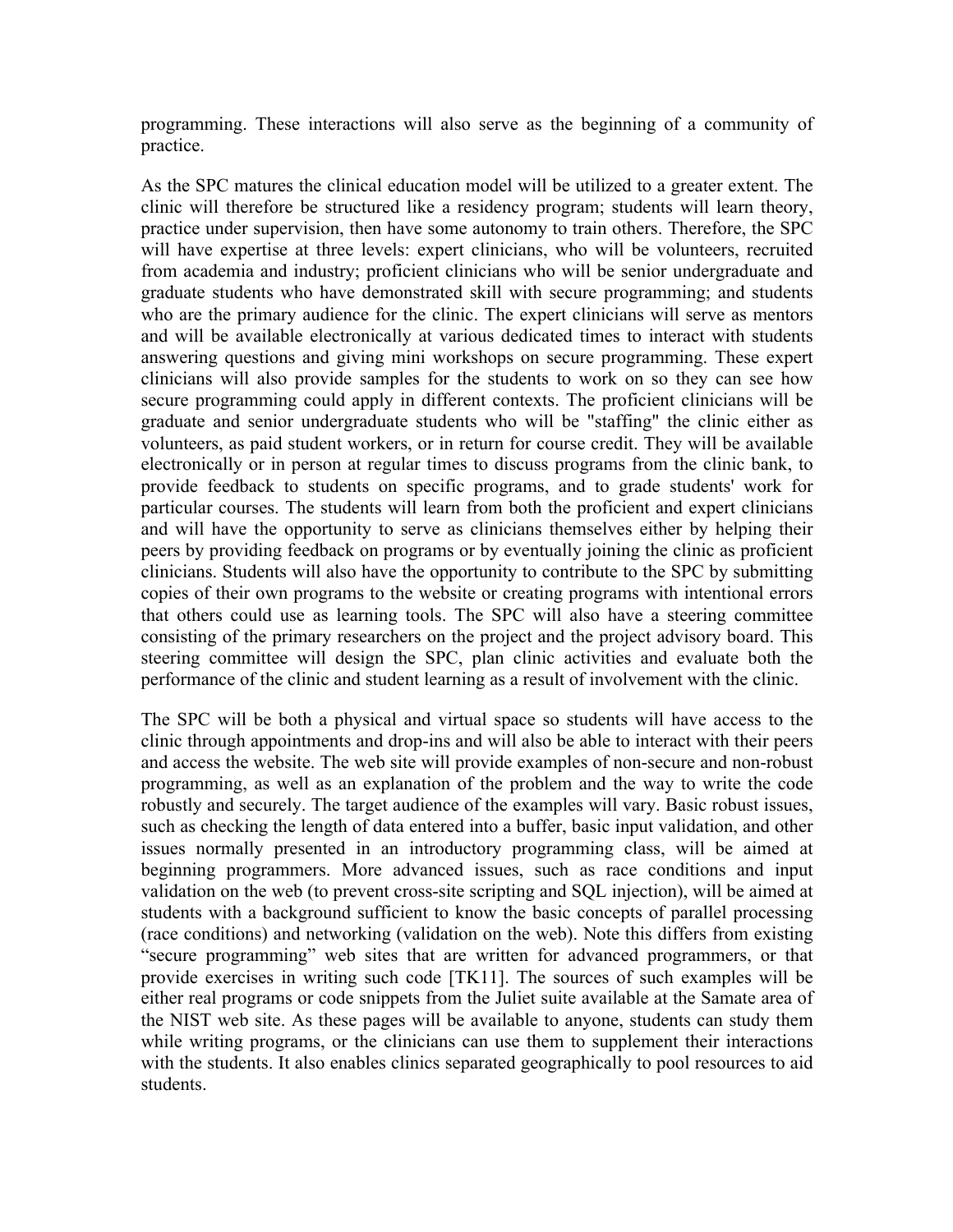programming. These interactions will also serve as the beginning of a community of practice.

As the SPC matures the clinical education model will be utilized to a greater extent. The clinic will therefore be structured like a residency program; students will learn theory, practice under supervision, then have some autonomy to train others. Therefore, the SPC will have expertise at three levels: expert clinicians, who will be volunteers, recruited from academia and industry; proficient clinicians who will be senior undergraduate and graduate students who have demonstrated skill with secure programming; and students who are the primary audience for the clinic. The expert clinicians will serve as mentors and will be available electronically at various dedicated times to interact with students answering questions and giving mini workshops on secure programming. These expert clinicians will also provide samples for the students to work on so they can see how secure programming could apply in different contexts. The proficient clinicians will be graduate and senior undergraduate students who will be "staffing" the clinic either as volunteers, as paid student workers, or in return for course credit. They will be available electronically or in person at regular times to discuss programs from the clinic bank, to provide feedback to students on specific programs, and to grade students' work for particular courses. The students will learn from both the proficient and expert clinicians and will have the opportunity to serve as clinicians themselves either by helping their peers by providing feedback on programs or by eventually joining the clinic as proficient clinicians. Students will also have the opportunity to contribute to the SPC by submitting copies of their own programs to the website or creating programs with intentional errors that others could use as learning tools. The SPC will also have a steering committee consisting of the primary researchers on the project and the project advisory board. This steering committee will design the SPC, plan clinic activities and evaluate both the performance of the clinic and student learning as a result of involvement with the clinic.

The SPC will be both a physical and virtual space so students will have access to the clinic through appointments and drop-ins and will also be able to interact with their peers and access the website. The web site will provide examples of non-secure and non-robust programming, as well as an explanation of the problem and the way to write the code robustly and securely. The target audience of the examples will vary. Basic robust issues, such as checking the length of data entered into a buffer, basic input validation, and other issues normally presented in an introductory programming class, will be aimed at beginning programmers. More advanced issues, such as race conditions and input validation on the web (to prevent cross-site scripting and SQL injection), will be aimed at students with a background sufficient to know the basic concepts of parallel processing (race conditions) and networking (validation on the web). Note this differs from existing "secure programming" web sites that are written for advanced programmers, or that provide exercises in writing such code [TK11]. The sources of such examples will be either real programs or code snippets from the Juliet suite available at the Samate area of the NIST web site. As these pages will be available to anyone, students can study them while writing programs, or the clinicians can use them to supplement their interactions with the students. It also enables clinics separated geographically to pool resources to aid students.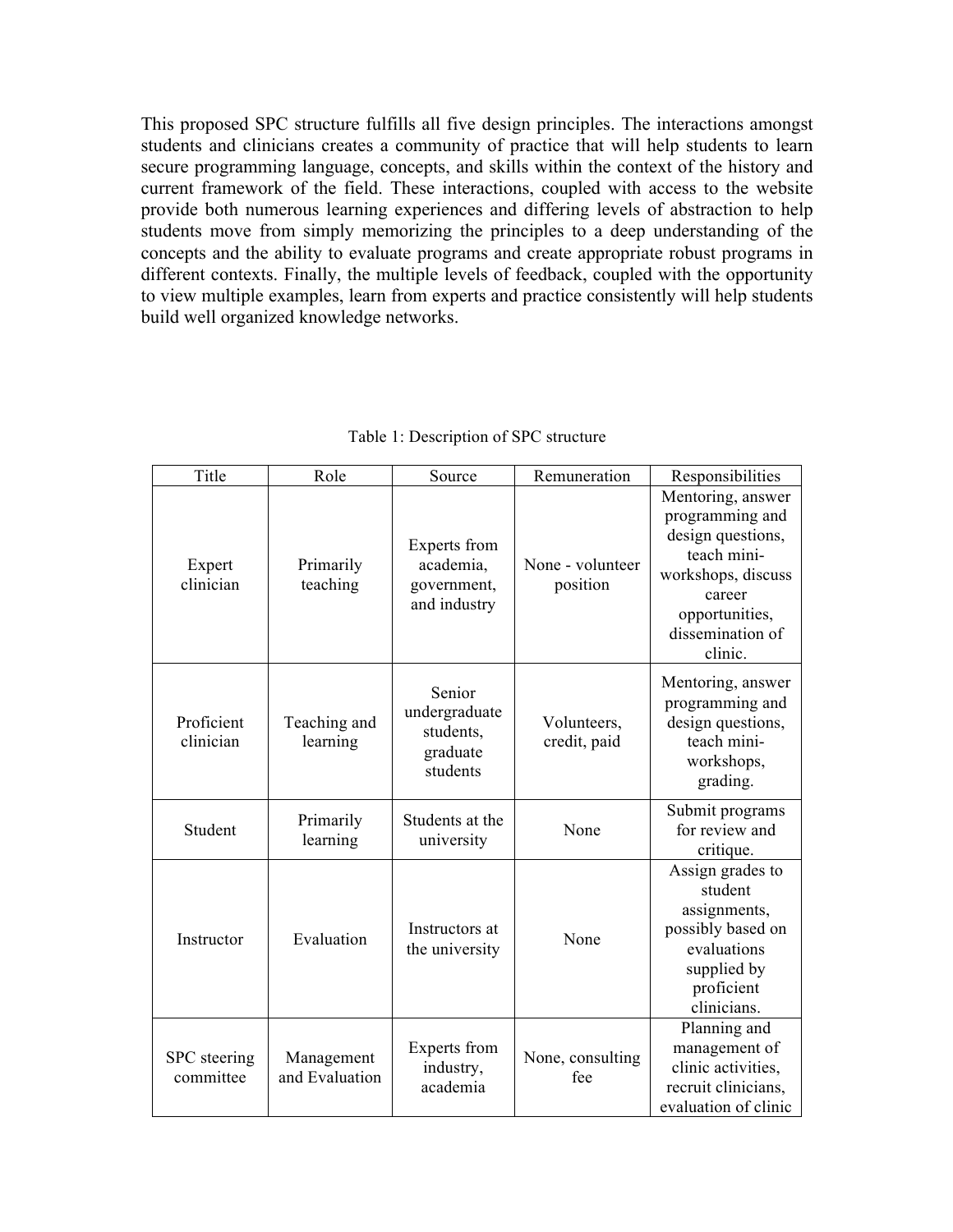This proposed SPC structure fulfills all five design principles. The interactions amongst students and clinicians creates a community of practice that will help students to learn secure programming language, concepts, and skills within the context of the history and current framework of the field. These interactions, coupled with access to the website provide both numerous learning experiences and differing levels of abstraction to help students move from simply memorizing the principles to a deep understanding of the concepts and the ability to evaluate programs and create appropriate robust programs in different contexts. Finally, the multiple levels of feedback, coupled with the opportunity to view multiple examples, learn from experts and practice consistently will help students build well organized knowledge networks.

Table 1: Description of SPC structure

| Title | Role | Source | Remuneration | Responsibilities |
| --- | --- | --- | --- | --- |
| Expert clinician | Primarily teaching | Experts from academia, government, and industry | None - volunteer position | Mentoring, answer programming and design questions, teach mini-workshops, discuss career opportunities, dissemination of clinic. |
| Proficient clinician | Teaching and learning | Senior undergraduate students, graduate students | Volunteers, credit, paid | Mentoring, answer programming and design questions, teach mini-workshops, grading. |
| Student | Primarily learning | Students at the university | None | Submit programs for review and critique. |
| Instructor | Evaluation | Instructors at the university | None | Assign grades to student assignments, possibly based on evaluations supplied by proficient clinicians. |
| SPC steering committee | Management and Evaluation | Experts from industry, academia | None, consulting fee | Planning and management of clinic activities, recruit clinicians, evaluation of clinic |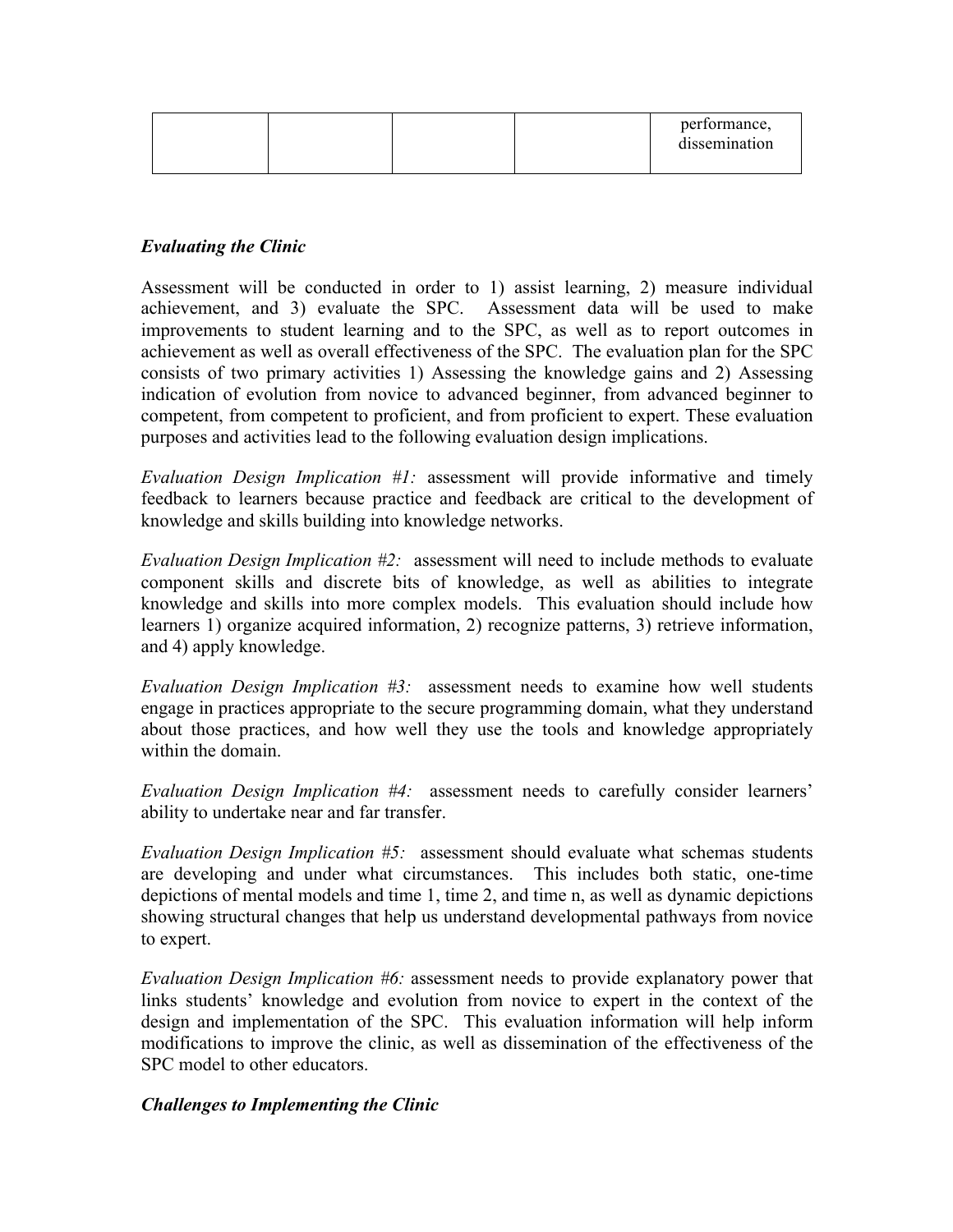| | | | | |
|---|---|---|---|---|
| | | | | performance, dissemination |

### *Evaluating the Clinic*

Assessment will be conducted in order to 1) assist learning, 2) measure individual achievement, and 3) evaluate the SPC. Assessment data will be used to make improvements to student learning and to the SPC, as well as to report outcomes in achievement as well as overall effectiveness of the SPC. The evaluation plan for the SPC consists of two primary activities 1) Assessing the knowledge gains and 2) Assessing indication of evolution from novice to advanced beginner, from advanced beginner to competent, from competent to proficient, and from proficient to expert. These evaluation purposes and activities lead to the following evaluation design implications.

*Evaluation Design Implication #1:* assessment will provide informative and timely feedback to learners because practice and feedback are critical to the development of knowledge and skills building into knowledge networks.

*Evaluation Design Implication #2:* assessment will need to include methods to evaluate component skills and discrete bits of knowledge, as well as abilities to integrate knowledge and skills into more complex models. This evaluation should include how learners 1) organize acquired information, 2) recognize patterns, 3) retrieve information, and 4) apply knowledge.

*Evaluation Design Implication #3:* assessment needs to examine how well students engage in practices appropriate to the secure programming domain, what they understand about those practices, and how well they use the tools and knowledge appropriately within the domain.

*Evaluation Design Implication #4:* assessment needs to carefully consider learners' ability to undertake near and far transfer.

*Evaluation Design Implication #5:* assessment should evaluate what schemas students are developing and under what circumstances. This includes both static, one-time depictions of mental models and time 1, time 2, and time n, as well as dynamic depictions showing structural changes that help us understand developmental pathways from novice to expert.

*Evaluation Design Implication #6:* assessment needs to provide explanatory power that links students' knowledge and evolution from novice to expert in the context of the design and implementation of the SPC. This evaluation information will help inform modifications to improve the clinic, as well as dissemination of the effectiveness of the SPC model to other educators.

### *Challenges to Implementing the Clinic*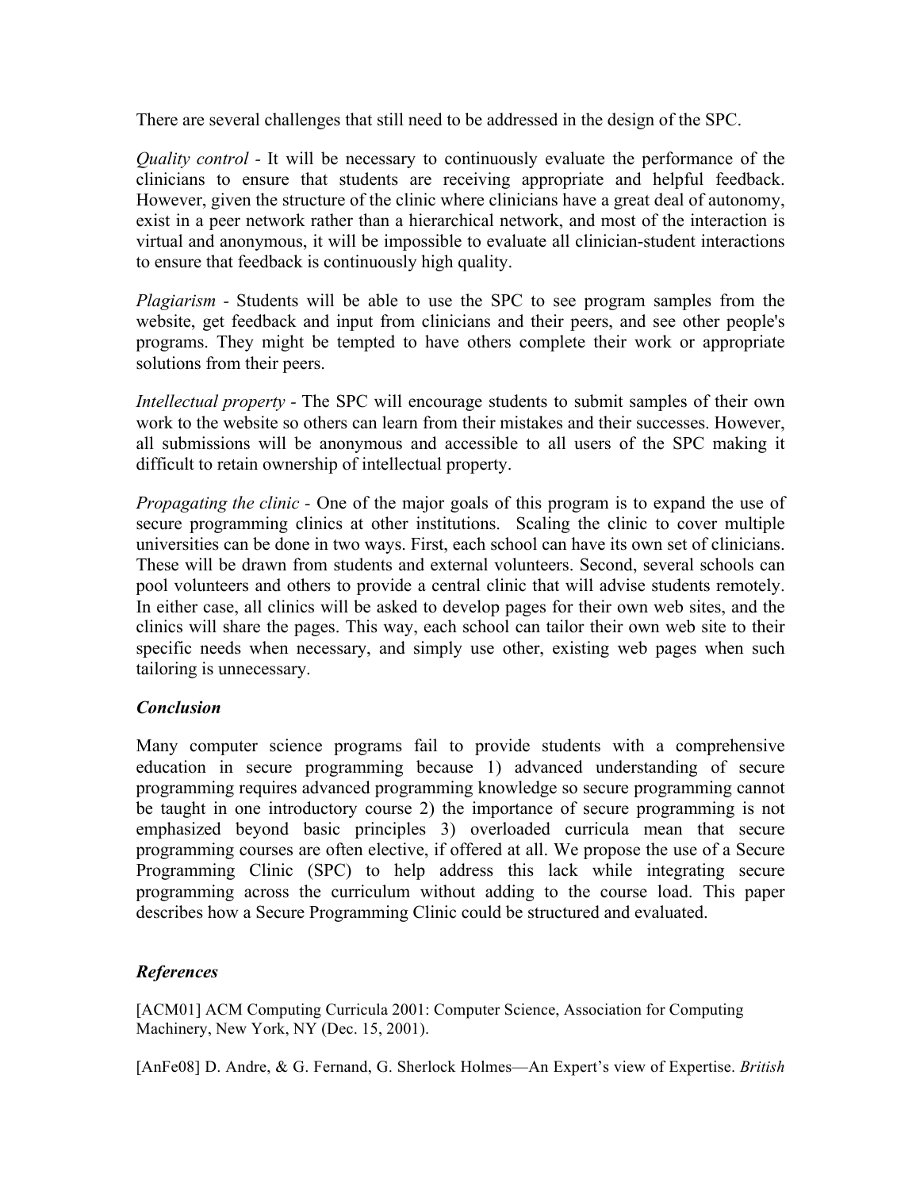There are several challenges that still need to be addressed in the design of the SPC.

*Quality control* - It will be necessary to continuously evaluate the performance of the clinicians to ensure that students are receiving appropriate and helpful feedback. However, given the structure of the clinic where clinicians have a great deal of autonomy, exist in a peer network rather than a hierarchical network, and most of the interaction is virtual and anonymous, it will be impossible to evaluate all clinician-student interactions to ensure that feedback is continuously high quality.

*Plagiarism* - Students will be able to use the SPC to see program samples from the website, get feedback and input from clinicians and their peers, and see other people's programs. They might be tempted to have others complete their work or appropriate solutions from their peers.

*Intellectual property* - The SPC will encourage students to submit samples of their own work to the website so others can learn from their mistakes and their successes. However, all submissions will be anonymous and accessible to all users of the SPC making it difficult to retain ownership of intellectual property.

*Propagating the clinic* - One of the major goals of this program is to expand the use of secure programming clinics at other institutions. Scaling the clinic to cover multiple universities can be done in two ways. First, each school can have its own set of clinicians. These will be drawn from students and external volunteers. Second, several schools can pool volunteers and others to provide a central clinic that will advise students remotely. In either case, all clinics will be asked to develop pages for their own web sites, and the clinics will share the pages. This way, each school can tailor their own web site to their specific needs when necessary, and simply use other, existing web pages when such tailoring is unnecessary.

### *Conclusion*

Many computer science programs fail to provide students with a comprehensive education in secure programming because 1) advanced understanding of secure programming requires advanced programming knowledge so secure programming cannot be taught in one introductory course 2) the importance of secure programming is not emphasized beyond basic principles 3) overloaded curricula mean that secure programming courses are often elective, if offered at all. We propose the use of a Secure Programming Clinic (SPC) to help address this lack while integrating secure programming across the curriculum without adding to the course load. This paper describes how a Secure Programming Clinic could be structured and evaluated.

### *References*

[ACM01] ACM Computing Curricula 2001: Computer Science, Association for Computing Machinery, New York, NY (Dec. 15, 2001).

[AnFe08] D. Andre, & G. Fernand, G. Sherlock Holmes—An Expert's view of Expertise. *British*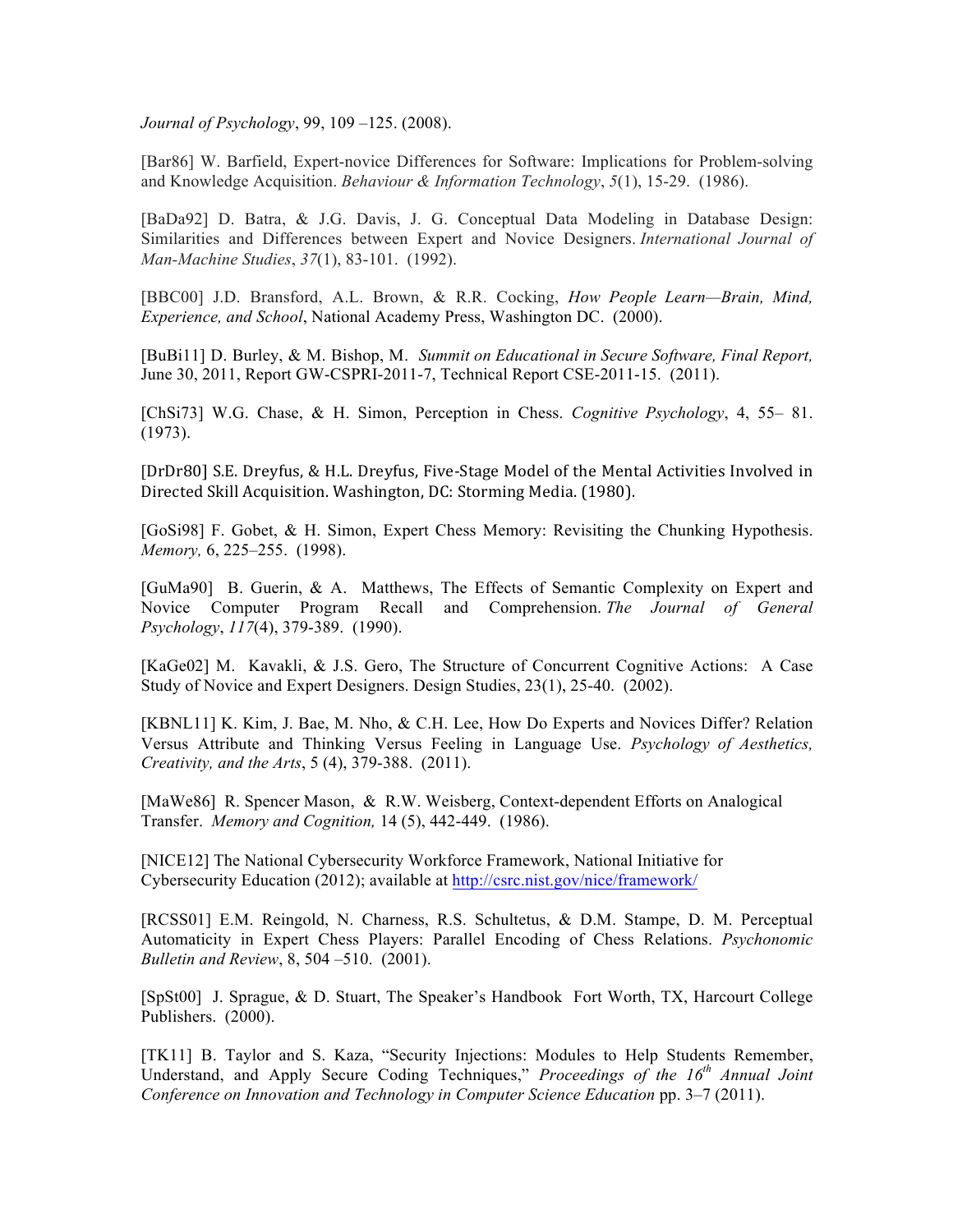*Journal of Psychology*, 99, 109 –125. (2008).

[Bar86] W. Barfield, Expert-novice Differences for Software: Implications for Problem-solving and Knowledge Acquisition. *Behaviour & Information Technology*, *5*(1), 15-29. (1986).

[BaDa92] D. Batra, & J.G. Davis, J. G. Conceptual Data Modeling in Database Design: Similarities and Differences between Expert and Novice Designers. *International Journal of Man-Machine Studies*, *37*(1), 83-101. (1992).

[BBC00] J.D. Bransford, A.L. Brown, & R.R. Cocking, *How People Learn—Brain, Mind, Experience, and School*, National Academy Press, Washington DC. (2000).

[BuBi11] D. Burley, & M. Bishop, M. *Summit on Educational in Secure Software, Final Report,* June 30, 2011, Report GW-CSPRI-2011-7, Technical Report CSE-2011-15. (2011).

[ChSi73] W.G. Chase, & H. Simon, Perception in Chess. *Cognitive Psychology*, 4, 55– 81. (1973).

[DrDr80] S.E. Dreyfus, & H.L. Dreyfus, Five-Stage Model of the Mental Activities Involved in Directed Skill Acquisition. Washington, DC: Storming Media. (1980).

[GoSi98] F. Gobet, & H. Simon, Expert Chess Memory: Revisiting the Chunking Hypothesis. *Memory,* 6, 225–255. (1998).

[GuMa90] B. Guerin, & A. Matthews, The Effects of Semantic Complexity on Expert and Novice Computer Program Recall and Comprehension. *The Journal of General Psychology*, *117*(4), 379-389. (1990).

[KaGe02] M. Kavakli, & J.S. Gero, The Structure of Concurrent Cognitive Actions: A Case Study of Novice and Expert Designers. Design Studies, 23(1), 25-40. (2002).

[KBNL11] K. Kim, J. Bae, M. Nho, & C.H. Lee, How Do Experts and Novices Differ? Relation Versus Attribute and Thinking Versus Feeling in Language Use. *Psychology of Aesthetics, Creativity, and the Arts*, 5 (4), 379-388. (2011).

[MaWe86] R. Spencer Mason, & R.W. Weisberg, Context-dependent Efforts on Analogical Transfer. *Memory and Cognition,* 14 (5), 442-449. (1986).

[NICE12] The National Cybersecurity Workforce Framework, National Initiative for Cybersecurity Education (2012); available at http://csrc.nist.gov/nice/framework/

[RCSS01] E.M. Reingold, N. Charness, R.S. Schultetus, & D.M. Stampe, D. M. Perceptual Automaticity in Expert Chess Players: Parallel Encoding of Chess Relations. *Psychonomic Bulletin and Review*, 8, 504 –510. (2001).

[SpSt00] J. Sprague, & D. Stuart, The Speaker's Handbook Fort Worth, TX, Harcourt College Publishers. (2000).

[TK11] B. Taylor and S. Kaza, "Security Injections: Modules to Help Students Remember, Understand, and Apply Secure Coding Techniques," *Proceedings of the 16th Annual Joint Conference on Innovation and Technology in Computer Science Education* pp. 3–7 (2011).